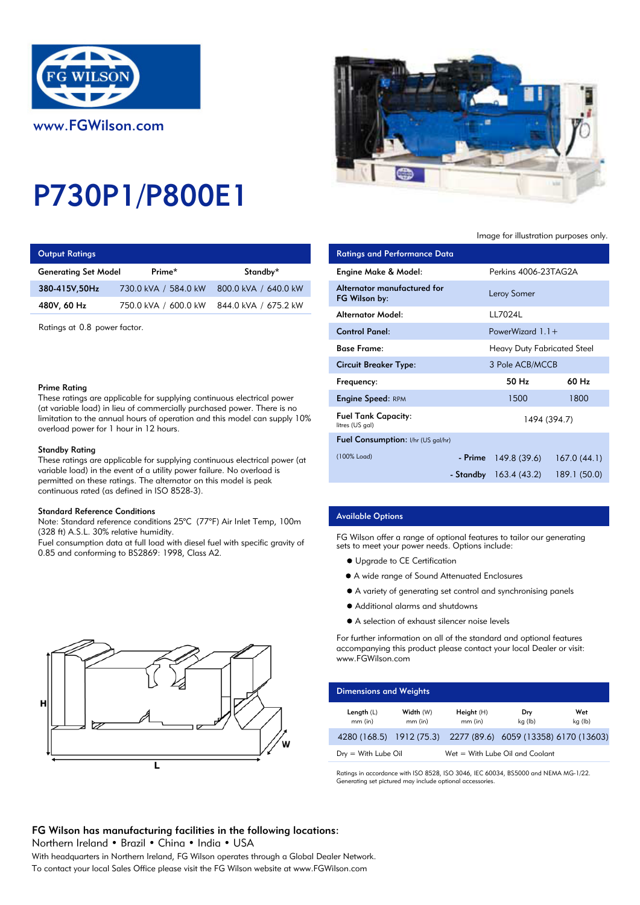FG WILSON

www.FGWilson.com

# P730P1/P800E1

Image for illustration purposes only.

## Output Ratings

| Generating Set Model | Prime* | Standby* |
|---|---|---|
| 380-415V,50Hz | 730.0 kVA / 584.0 kW | 800.0 kVA / 640.0 kW |
| 480V, 60 Hz | 750.0 kVA / 600.0 kW | 844.0 kVA / 675.2 kW |

Ratings at 0.8 power factor.

**Prime Rating**
These ratings are applicable for supplying continuous electrical power (at variable load) in lieu of commercially purchased power. There is no limitation to the annual hours of operation and this model can supply 10% overload power for 1 hour in 12 hours.

**Standby Rating**
These ratings are applicable for supplying continuous electrical power (at variable load) in the event of a utility power failure. No overload is permitted on these ratings. The alternator on this model is peak continuous rated (as defined in ISO 8528-3).

**Standard Reference Conditions**
Note: Standard reference conditions 25°C (77°F) Air Inlet Temp, 100m (328 ft) A.S.L. 30% relative humidity.
Fuel consumption data at full load with diesel fuel with specific gravity of 0.85 and conforming to BS2869: 1998, Class A2.

## Ratings and Performance Data

| | | |
|---|---|---|
| Engine Make & Model: | Perkins 4006-23TAG2A | |
| Alternator manufactured for FG Wilson by: | Leroy Somer | |
| Alternator Model: | LL7024L | |
| Control Panel: | PowerWizard 1.1+ | |
| Base Frame: | Heavy Duty Fabricated Steel | |
| Circuit Breaker Type: | 3 Pole ACB/MCCB | |
| Frequency: | 50 Hz | 60 Hz |
| Engine Speed: RPM | 1500 | 1800 |
| Fuel Tank Capacity: litres (US gal) | 1494 (394.7) | |
| Fuel Consumption: l/hr (US gal/hr) | | |
| (100% Load) - Prime | 149.8 (39.6) | 167.0 (44.1) |
| - Standby | 163.4 (43.2) | 189.1 (50.0) |

## Available Options

FG Wilson offer a range of optional features to tailor our generating sets to meet your power needs. Options include:

- Upgrade to CE Certification
- A wide range of Sound Attenuated Enclosures
- A variety of generating set control and synchronising panels
- Additional alarms and shutdowns
- A selection of exhaust silencer noise levels

For further information on all of the standard and optional features accompanying this product please contact your local Dealer or visit: www.FGWilson.com

## Dimensions and Weights

| Length (L) mm (in) | Width (W) mm (in) | Height (H) mm (in) | Dry kg (lb) | Wet kg (lb) |
|---|---|---|---|---|
| 4280 (168.5) | 1912 (75.3) | 2277 (89.6) | 6059 (13358) | 6170 (13603) |

Dry = With Lube Oil    Wet = With Lube Oil and Coolant

Ratings in accordance with ISO 8528, ISO 3046, IEC 60034, BS5000 and NEMA MG-1/22.
Generating set pictured may include optional accessories.

**FG Wilson has manufacturing facilities in the following locations:**
Northern Ireland • Brazil • China • India • USA
With headquarters in Northern Ireland, FG Wilson operates through a Global Dealer Network.
To contact your local Sales Office please visit the FG Wilson website at www.FGWilson.com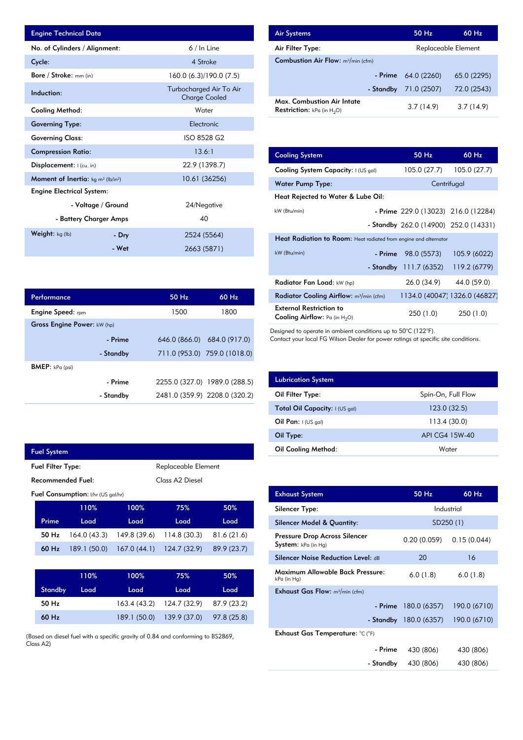| Engine Technical Data | | |
|---|---|---|
| No. of Cylinders / Alignment: | | 6 / In Line |
| Cycle: | | 4 Stroke |
| Bore / Stroke: mm (in) | | 160.0 (6.3)/190.0 (7.5) |
| Induction: | | Turbocharged Air To Air Charge Cooled |
| Cooling Method: | | Water |
| Governing Type: | | Electronic |
| Governing Class: | | ISO 8528 G2 |
| Compression Ratio: | | 13.6:1 |
| Displacement: l (cu. in) | | 22.9 (1398.7) |
| Moment of Inertia: kg m² (lb/in²) | | 10.61 (36256) |
| Engine Electrical System: | | |
| | - Voltage / Ground | 24/Negative |
| | - Battery Charger Amps | 40 |
| Weight: kg (lb) | - Dry | 2524 (5564) |
| | - Wet | 2663 (5871) |

| Performance | | 50 Hz | 60 Hz |
|---|---|---|---|
| Engine Speed: rpm | | 1500 | 1800 |
| Gross Engine Power: kW (hp) | | | |
| | - Prime | 646.0 (866.0) | 684.0 (917.0) |
| | - Standby | 711.0 (953.0) | 759.0 (1018.0) |
| BMEP: kPa (psi) | | | |
| | - Prime | 2255.0 (327.0) | 1989.0 (288.5) |
| | - Standby | 2481.0 (359.9) | 2208.0 (320.2) |

| Fuel System | |
|---|---|
| Fuel Filter Type: | Replaceable Element |
| Recommended Fuel: | Class A2 Diesel |

Fuel Consumption: l/hr (US gal/hr)

| Prime | 110% Load | 100% Load | 75% Load | 50% Load |
|---|---|---|---|---|
| 50 Hz | 164.0 (43.3) | 149.8 (39.6) | 114.8 (30.3) | 81.6 (21.6) |
| 60 Hz | 189.1 (50.0) | 167.0 (44.1) | 124.7 (32.9) | 89.9 (23.7) |

| Standby | 110% Load | 100% Load | 75% Load | 50% Load |
|---|---|---|---|---|
| 50 Hz | | 163.4 (43.2) | 124.7 (32.9) | 87.9 (23.2) |
| 60 Hz | | 189.1 (50.0) | 139.9 (37.0) | 97.8 (25.8) |

(Based on diesel fuel with a specific gravity of 0.84 and conforming to BS2869, Class A2)

| Air Systems | | 50 Hz | 60 Hz |
|---|---|---|---|
| Air Filter Type: | | Replaceable Element | |
| Combustion Air Flow: m³/min (cfm) | | | |
| | - Prime | 64.0 (2260) | 65.0 (2295) |
| | - Standby | 71.0 (2507) | 72.0 (2543) |
| Max. Combustion Air Intate Restriction: kPa (in $H_2O$) | | 3.7 (14.9) | 3.7 (14.9) |

| Cooling System | | 50 Hz | 60 Hz |
|---|---|---|---|
| Cooling System Capacity: l (US gal) | | 105.0 (27.7) | 105.0 (27.7) |
| Water Pump Type: | | Centrifugal | |
| Heat Rejected to Water & Lube Oil: | | | |
| kW (Btu/min) | - Prime | 229.0 (13023) | 216.0 (12284) |
| | - Standby | 262.0 (14900) | 252.0 (14331) |
| Heat Radiation to Room: Heat radiated from engine and alternator | | | |
| kW (Btu/min) | - Prime | 98.0 (5573) | 105.9 (6022) |
| | - Standby | 111.7 (6352) | 119.2 (6779) |
| Radiator Fan Load: kW (hp) | | 26.0 (34.9) | 44.0 (59.0) |
| Radiator Cooling Airflow: m³/min (cfm) | | 1134.0 (40047) | 1326.0 (46827) |
| External Restriction to Cooling Airflow: Pa (in $H_2O$) | | 250 (1.0) | 250 (1.0) |

Designed to operate in ambient conditions up to 50°C (122°F).
Contact your local FG Wilson Dealer for power ratings at specific site conditions.

| Lubrication System | |
|---|---|
| Oil Filter Type: | Spin-On, Full Flow |
| Total Oil Capacity: l (US gal) | 123.0 (32.5) |
| Oil Pan: l (US gal) | 113.4 (30.0) |
| Oil Type: | API CG4 15W-40 |
| Oil Cooling Method: | Water |

| Exhaust System | | 50 Hz | 60 Hz |
|---|---|---|---|
| Silencer Type: | | Industrial | |
| Silencer Model & Quantity: | | SD250 (1) | |
| Pressure Drop Across Silencer System: kPa (in Hg) | | 0.20 (0.059) | 0.15 (0.044) |
| Silencer Noise Reduction Level: dB | | 20 | 16 |
| Maximum Allowable Back Pressure: kPa (in Hg) | | 6.0 (1.8) | 6.0 (1.8) |
| Exhaust Gas Flow: m³/min (cfm) | | | |
| | - Prime | 180.0 (6357) | 190.0 (6710) |
| | - Standby | 180.0 (6357) | 190.0 (6710) |
| Exhaust Gas Temperature: °C (°F) | | | |
| | - Prime | 430 (806) | 430 (806) |
| | - Standby | 430 (806) | 430 (806) |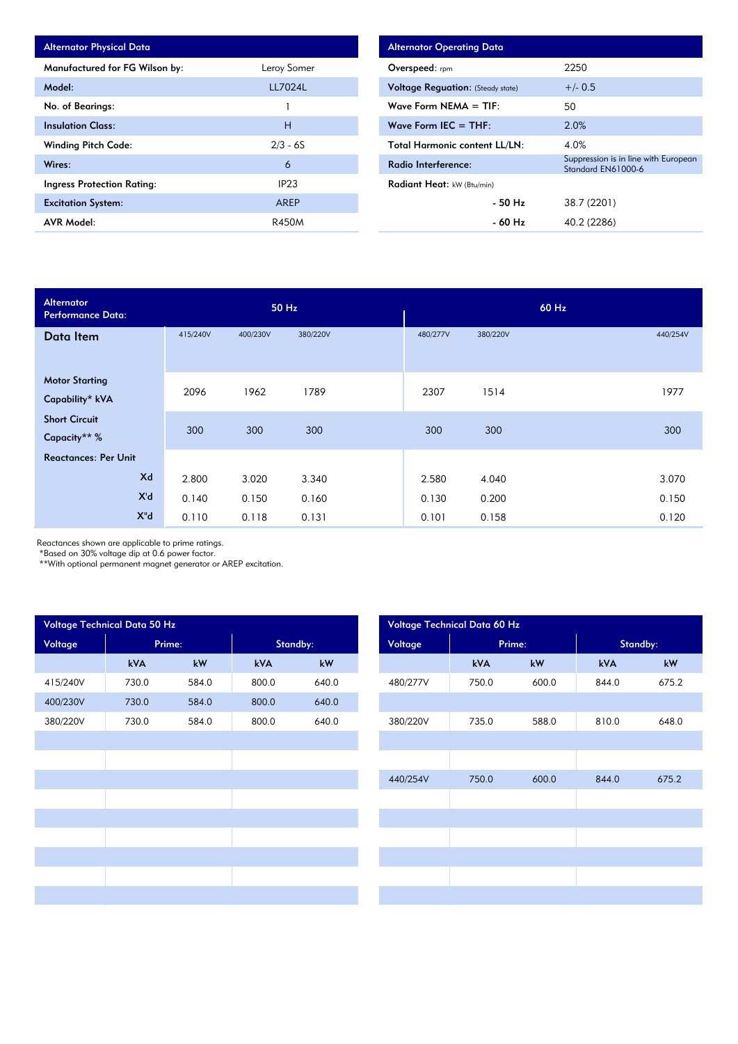| Alternator Physical Data | |
|---|---|
| Manufactured for FG Wilson by: | Leroy Somer |
| Model: | LL7024L |
| No. of Bearings: | 1 |
| Insulation Class: | H |
| Winding Pitch Code: | 2/3 - 6S |
| Wires: | 6 |
| Ingress Protection Rating: | IP23 |
| Excitation System: | AREP |
| AVR Model: | R450M |

| Alternator Operating Data | |
|---|---|
| **Overspeed:** rpm | 2250 |
| **Voltage Reguation:** (Steady state) | +/- 0.5 |
| **Wave Form NEMA = TIF:** | 50 |
| **Wave Form IEC = THF:** | 2.0% |
| **Total Harmonic content LL/LN:** | 4.0% |
| **Radio Interference:** | Suppression is in line with European Standard EN61000-6 |
| **Radiant Heat:** kW (Btu/min) | |
| - 50 Hz | 38.7 (2201) |
| - 60 Hz | 40.2 (2286) |

| Alternator Performance Data: | 50 Hz | | | 60 Hz | | |
|---|---|---|---|---|---|---|
| **Data Item** | 415/240V | 400/230V | 380/220V | 480/277V | 380/220V | 440/254V |
| Motor Starting Capability* kVA | 2096 | 1962 | 1789 | 2307 | 1514 | 1977 |
| Short Circuit Capacity** % | 300 | 300 | 300 | 300 | 300 | 300 |
| Reactances: Per Unit | | | | | | |
| Xd | 2.800 | 3.020 | 3.340 | 2.580 | 4.040 | 3.070 |
| X'd | 0.140 | 0.150 | 0.160 | 0.130 | 0.200 | 0.150 |
| X"d | 0.110 | 0.118 | 0.131 | 0.101 | 0.158 | 0.120 |

Reactances shown are applicable to prime ratings.
*Based on 30% voltage dip at 0.6 power factor.
**With optional permanent magnet generator or AREP excitation.

| Voltage Technical Data 50 Hz | | | | |
|---|---|---|---|---|
| Voltage | Prime: | | Standby: | |
| | kVA | kW | kVA | kW |
| 415/240V | 730.0 | 584.0 | 800.0 | 640.0 |
| 400/230V | 730.0 | 584.0 | 800.0 | 640.0 |
| 380/220V | 730.0 | 584.0 | 800.0 | 640.0 |

| Voltage Technical Data 60 Hz | | | | |
|---|---|---|---|---|
| Voltage | Prime: | | Standby: | |
| | kVA | kW | kVA | kW |
| 480/277V | 750.0 | 600.0 | 844.0 | 675.2 |
| 380/220V | 735.0 | 588.0 | 810.0 | 648.0 |
| 440/254V | 750.0 | 600.0 | 844.0 | 675.2 |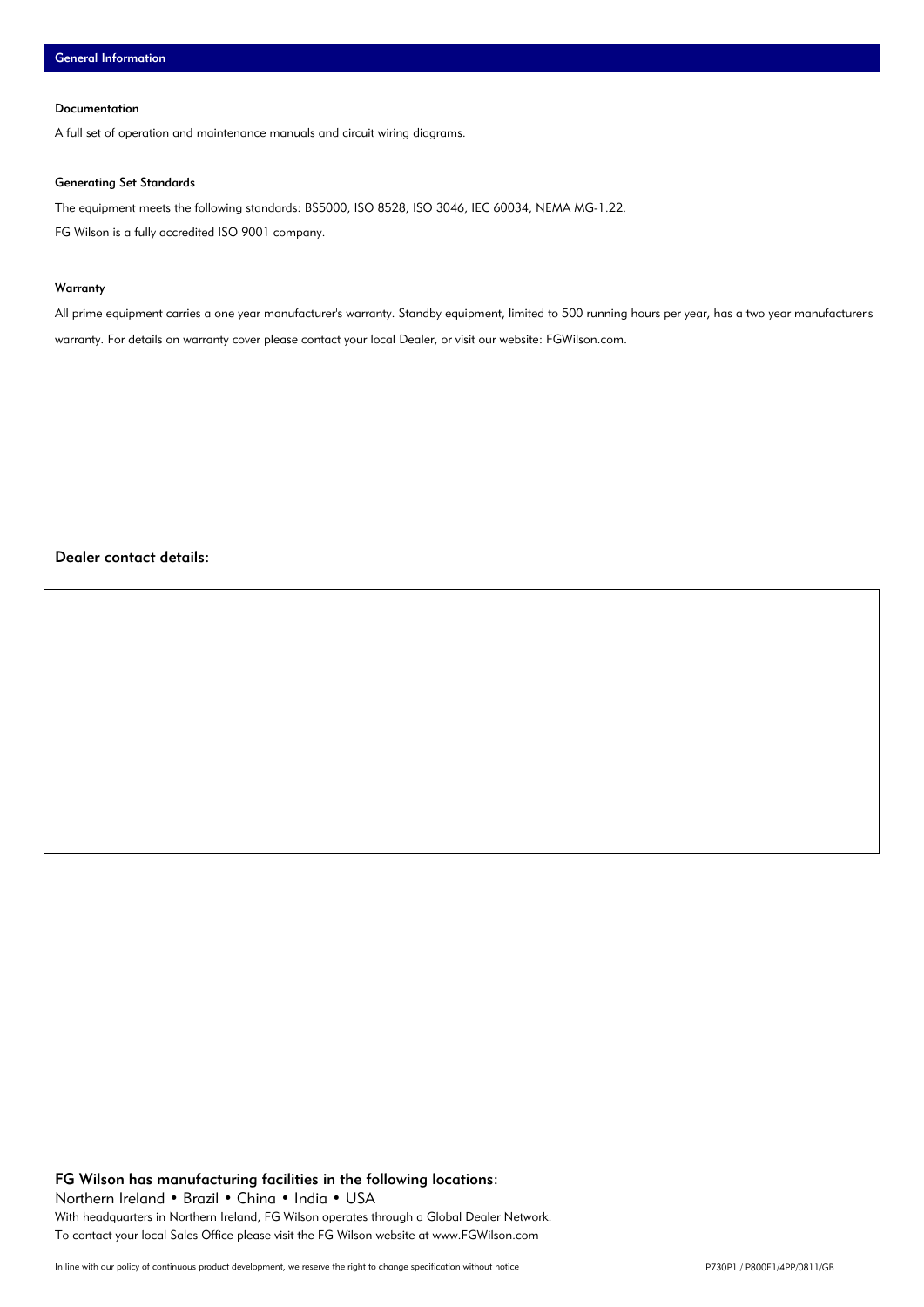## General Information

### Documentation

A full set of operation and maintenance manuals and circuit wiring diagrams.

### Generating Set Standards

The equipment meets the following standards: BS5000, ISO 8528, ISO 3046, IEC 60034, NEMA MG-1.22.

FG Wilson is a fully accredited ISO 9001 company.

### Warranty

All prime equipment carries a one year manufacturer's warranty. Standby equipment, limited to 500 running hours per year, has a two year manufacturer's warranty. For details on warranty cover please contact your local Dealer, or visit our website: FGWilson.com.

## Dealer contact details:

**FG Wilson has manufacturing facilities in the following locations:**

Northern Ireland • Brazil • China • India • USA

With headquarters in Northern Ireland, FG Wilson operates through a Global Dealer Network.

To contact your local Sales Office please visit the FG Wilson website at www.FGWilson.com

In line with our policy of continuous product development, we reserve the right to change specification without notice

P730P1 / P800E1/4PP/0811/GB